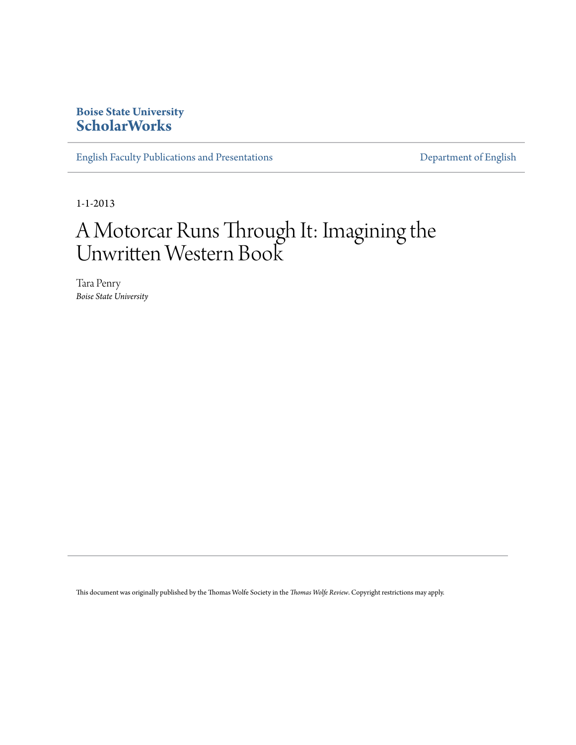**Boise State University**
**ScholarWorks**

English Faculty Publications and Presentations | Department of English

1-1-2013

# A Motorcar Runs Through It: Imagining the Unwritten Western Book

Tara Penry
*Boise State University*

This document was originally published by the Thomas Wolfe Society in the *Thomas Wolfe Review*. Copyright restrictions may apply.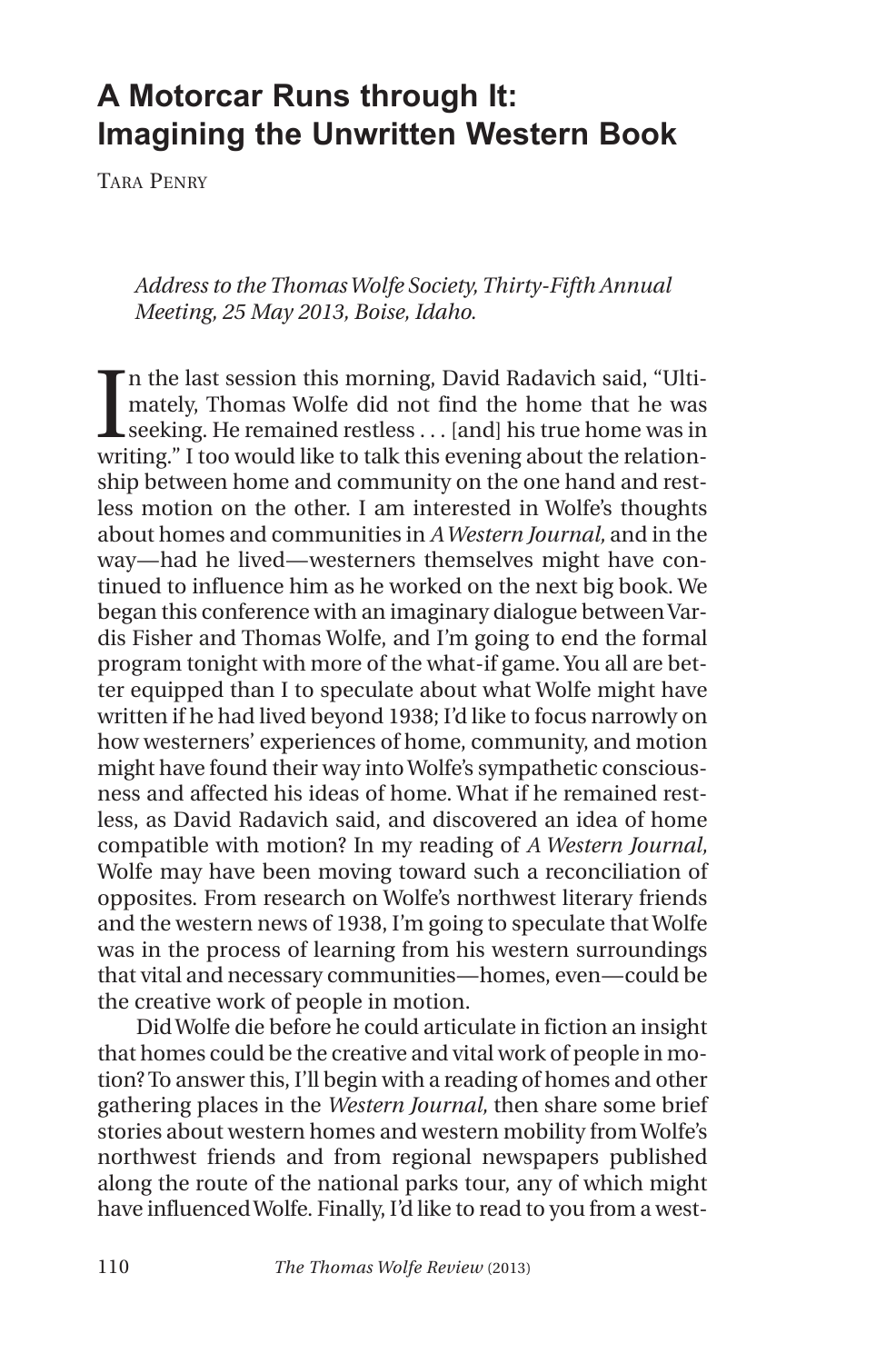# A Motorcar Runs through It: Imagining the Unwritten Western Book

Tara Penry

*Address to the Thomas Wolfe Society, Thirty-Fifth Annual Meeting, 25 May 2013, Boise, Idaho.*

In the last session this morning, David Radavich said, "Ultimately, Thomas Wolfe did not find the home that he was seeking. He remained restless . . . [and] his true home was in writing." I too would like to talk this evening about the relationship between home and community on the one hand and restless motion on the other. I am interested in Wolfe's thoughts about homes and communities in *A Western Journal,* and in the way—had he lived—westerners themselves might have continued to influence him as he worked on the next big book. We began this conference with an imaginary dialogue between Vardis Fisher and Thomas Wolfe, and I'm going to end the formal program tonight with more of the what-if game. You all are better equipped than I to speculate about what Wolfe might have written if he had lived beyond 1938; I'd like to focus narrowly on how westerners' experiences of home, community, and motion might have found their way into Wolfe's sympathetic consciousness and affected his ideas of home. What if he remained restless, as David Radavich said, and discovered an idea of home compatible with motion? In my reading of *A Western Journal,* Wolfe may have been moving toward such a reconciliation of opposites. From research on Wolfe's northwest literary friends and the western news of 1938, I'm going to speculate that Wolfe was in the process of learning from his western surroundings that vital and necessary communities—homes, even—could be the creative work of people in motion.

Did Wolfe die before he could articulate in fiction an insight that homes could be the creative and vital work of people in motion? To answer this, I'll begin with a reading of homes and other gathering places in the *Western Journal,* then share some brief stories about western homes and western mobility from Wolfe's northwest friends and from regional newspapers published along the route of the national parks tour, any of which might have influenced Wolfe. Finally, I'd like to read to you from a west-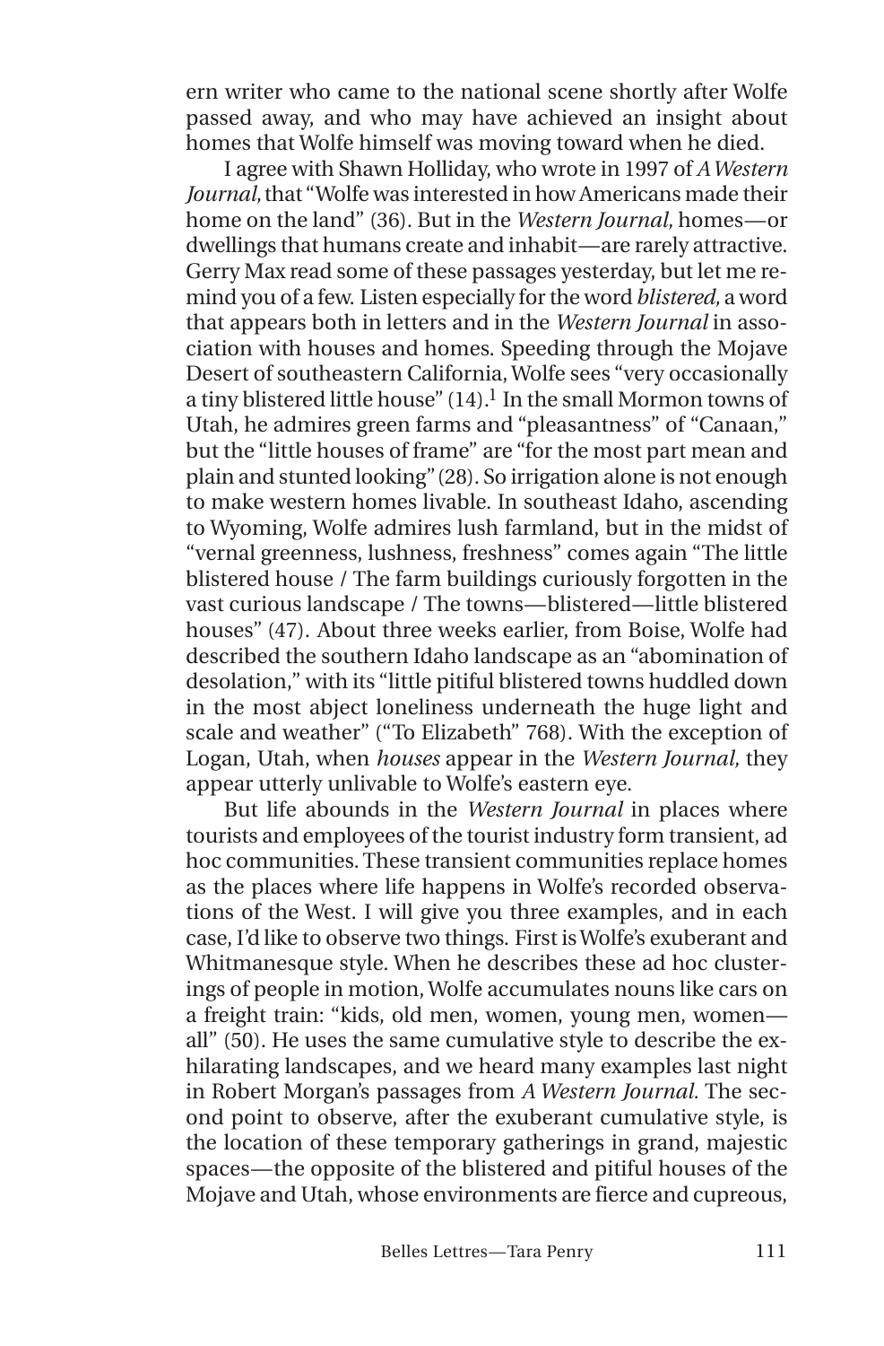ern writer who came to the national scene shortly after Wolfe passed away, and who may have achieved an insight about homes that Wolfe himself was moving toward when he died.

I agree with Shawn Holliday, who wrote in 1997 of *A Western Journal,* that "Wolfe was interested in how Americans made their home on the land" (36). But in the *Western Journal,* homes—or dwellings that humans create and inhabit—are rarely attractive. Gerry Max read some of these passages yesterday, but let me remind you of a few. Listen especially for the word *blistered,* a word that appears both in letters and in the *Western Journal* in association with houses and homes. Speeding through the Mojave Desert of southeastern California, Wolfe sees "very occasionally a tiny blistered little house" (14).[1] In the small Mormon towns of Utah, he admires green farms and "pleasantness" of "Canaan," but the "little houses of frame" are "for the most part mean and plain and stunted looking" (28). So irrigation alone is not enough to make western homes livable. In southeast Idaho, ascending to Wyoming, Wolfe admires lush farmland, but in the midst of "vernal greenness, lushness, freshness" comes again "The little blistered house / The farm buildings curiously forgotten in the vast curious landscape / The towns—blistered—little blistered houses" (47). About three weeks earlier, from Boise, Wolfe had described the southern Idaho landscape as an "abomination of desolation," with its "little pitiful blistered towns huddled down in the most abject loneliness underneath the huge light and scale and weather" ("To Elizabeth" 768). With the exception of Logan, Utah, when *houses* appear in the *Western Journal,* they appear utterly unlivable to Wolfe's eastern eye.

But life abounds in the *Western Journal* in places where tourists and employees of the tourist industry form transient, ad hoc communities. These transient communities replace homes as the places where life happens in Wolfe's recorded observations of the West. I will give you three examples, and in each case, I'd like to observe two things. First is Wolfe's exuberant and Whitmanesque style. When he describes these ad hoc clusterings of people in motion, Wolfe accumulates nouns like cars on a freight train: "kids, old men, women, young men, women—all" (50). He uses the same cumulative style to describe the exhilarating landscapes, and we heard many examples last night in Robert Morgan's passages from *A Western Journal*. The second point to observe, after the exuberant cumulative style, is the location of these temporary gatherings in grand, majestic spaces—the opposite of the blistered and pitiful houses of the Mojave and Utah, whose environments are fierce and cupreous,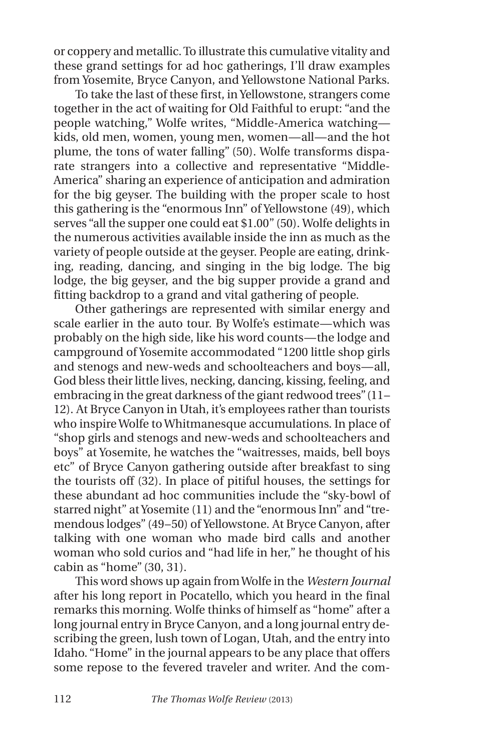or coppery and metallic. To illustrate this cumulative vitality and these grand settings for ad hoc gatherings, I'll draw examples from Yosemite, Bryce Canyon, and Yellowstone National Parks.

To take the last of these first, in Yellowstone, strangers come together in the act of waiting for Old Faithful to erupt: "and the people watching," Wolfe writes, "Middle-America watching—kids, old men, women, young men, women—all—and the hot plume, the tons of water falling" (50). Wolfe transforms disparate strangers into a collective and representative "Middle-America" sharing an experience of anticipation and admiration for the big geyser. The building with the proper scale to host this gathering is the "enormous Inn" of Yellowstone (49), which serves "all the supper one could eat $1.00" (50). Wolfe delights in the numerous activities available inside the inn as much as the variety of people outside at the geyser. People are eating, drinking, reading, dancing, and singing in the big lodge. The big lodge, the big geyser, and the big supper provide a grand and fitting backdrop to a grand and vital gathering of people.

Other gatherings are represented with similar energy and scale earlier in the auto tour. By Wolfe's estimate—which was probably on the high side, like his word counts—the lodge and campground of Yosemite accommodated "1200 little shop girls and stenogs and new-weds and schoolteachers and boys—all, God bless their little lives, necking, dancing, kissing, feeling, and embracing in the great darkness of the giant redwood trees" (11–12). At Bryce Canyon in Utah, it's employees rather than tourists who inspire Wolfe to Whitmanesque accumulations. In place of "shop girls and stenogs and new-weds and schoolteachers and boys" at Yosemite, he watches the "waitresses, maids, bell boys etc" of Bryce Canyon gathering outside after breakfast to sing the tourists off (32). In place of pitiful houses, the settings for these abundant ad hoc communities include the "sky-bowl of starred night" at Yosemite (11) and the "enormous Inn" and "tremendous lodges" (49–50) of Yellowstone. At Bryce Canyon, after talking with one woman who made bird calls and another woman who sold curios and "had life in her," he thought of his cabin as "home" (30, 31).

This word shows up again from Wolfe in the *Western Journal* after his long report in Pocatello, which you heard in the final remarks this morning. Wolfe thinks of himself as "home" after a long journal entry in Bryce Canyon, and a long journal entry describing the green, lush town of Logan, Utah, and the entry into Idaho. "Home" in the journal appears to be any place that offers some repose to the fevered traveler and writer. And the com-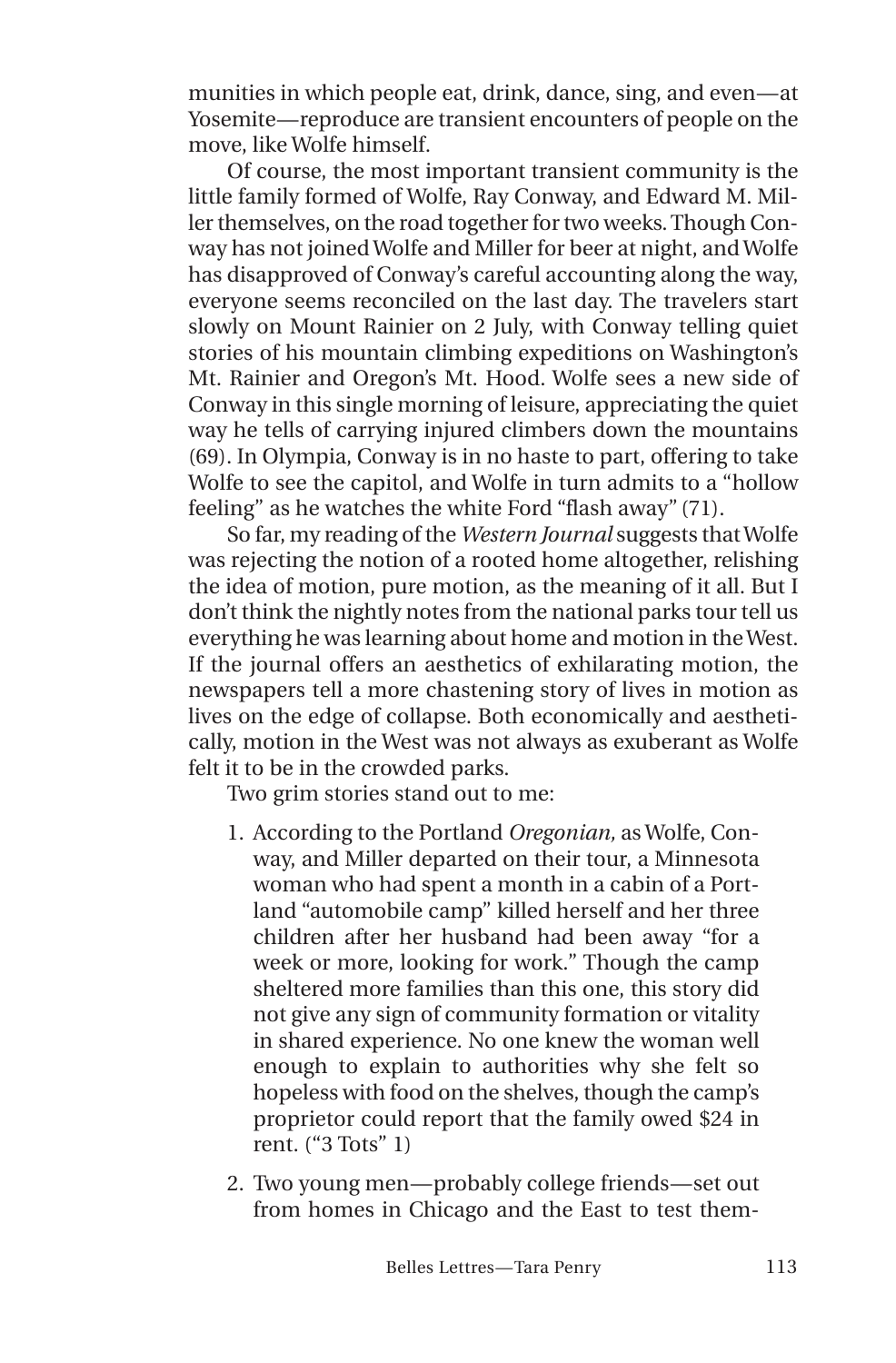munities in which people eat, drink, dance, sing, and even—at Yosemite—reproduce are transient encounters of people on the move, like Wolfe himself.

Of course, the most important transient community is the little family formed of Wolfe, Ray Conway, and Edward M. Miller themselves, on the road together for two weeks. Though Conway has not joined Wolfe and Miller for beer at night, and Wolfe has disapproved of Conway's careful accounting along the way, everyone seems reconciled on the last day. The travelers start slowly on Mount Rainier on 2 July, with Conway telling quiet stories of his mountain climbing expeditions on Washington's Mt. Rainier and Oregon's Mt. Hood. Wolfe sees a new side of Conway in this single morning of leisure, appreciating the quiet way he tells of carrying injured climbers down the mountains (69). In Olympia, Conway is in no haste to part, offering to take Wolfe to see the capitol, and Wolfe in turn admits to a "hollow feeling" as he watches the white Ford "flash away" (71).

So far, my reading of the *Western Journal* suggests that Wolfe was rejecting the notion of a rooted home altogether, relishing the idea of motion, pure motion, as the meaning of it all. But I don't think the nightly notes from the national parks tour tell us everything he was learning about home and motion in the West. If the journal offers an aesthetics of exhilarating motion, the newspapers tell a more chastening story of lives in motion as lives on the edge of collapse. Both economically and aesthetically, motion in the West was not always as exuberant as Wolfe felt it to be in the crowded parks.

Two grim stories stand out to me:

1. According to the Portland *Oregonian,* as Wolfe, Conway, and Miller departed on their tour, a Minnesota woman who had spent a month in a cabin of a Portland "automobile camp" killed herself and her three children after her husband had been away "for a week or more, looking for work." Though the camp sheltered more families than this one, this story did not give any sign of community formation or vitality in shared experience. No one knew the woman well enough to explain to authorities why she felt so hopeless with food on the shelves, though the camp's proprietor could report that the family owed $24 in rent. ("3 Tots" 1)

2. Two young men—probably college friends—set out from homes in Chicago and the East to test them-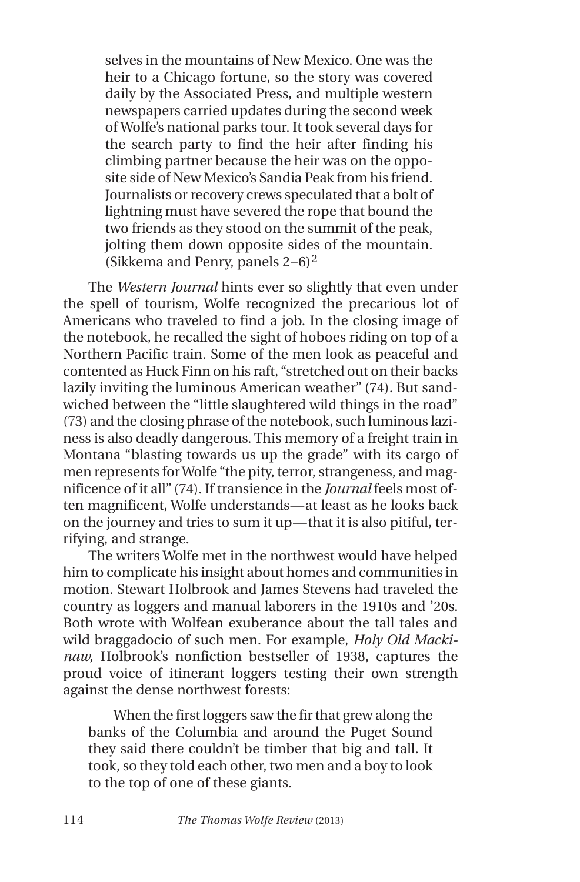> selves in the mountains of New Mexico. One was the heir to a Chicago fortune, so the story was covered daily by the Associated Press, and multiple western newspapers carried updates during the second week of Wolfe's national parks tour. It took several days for the search party to find the heir after finding his climbing partner because the heir was on the opposite side of New Mexico's Sandia Peak from his friend. Journalists or recovery crews speculated that a bolt of lightning must have severed the rope that bound the two friends as they stood on the summit of the peak, jolting them down opposite sides of the mountain. (Sikkema and Penry, panels 2–6)[2]

The *Western Journal* hints ever so slightly that even under the spell of tourism, Wolfe recognized the precarious lot of Americans who traveled to find a job. In the closing image of the notebook, he recalled the sight of hoboes riding on top of a Northern Pacific train. Some of the men look as peaceful and contented as Huck Finn on his raft, "stretched out on their backs lazily inviting the luminous American weather" (74). But sandwiched between the "little slaughtered wild things in the road" (73) and the closing phrase of the notebook, such luminous laziness is also deadly dangerous. This memory of a freight train in Montana "blasting towards us up the grade" with its cargo of men represents for Wolfe "the pity, terror, strangeness, and magnificence of it all" (74). If transience in the *Journal* feels most often magnificent, Wolfe understands—at least as he looks back on the journey and tries to sum it up—that it is also pitiful, terrifying, and strange.

The writers Wolfe met in the northwest would have helped him to complicate his insight about homes and communities in motion. Stewart Holbrook and James Stevens had traveled the country as loggers and manual laborers in the 1910s and '20s. Both wrote with Wolfean exuberance about the tall tales and wild braggadocio of such men. For example, *Holy Old Mackinaw,* Holbrook's nonfiction bestseller of 1938, captures the proud voice of itinerant loggers testing their own strength against the dense northwest forests:

> When the first loggers saw the fir that grew along the banks of the Columbia and around the Puget Sound they said there couldn't be timber that big and tall. It took, so they told each other, two men and a boy to look to the top of one of these giants.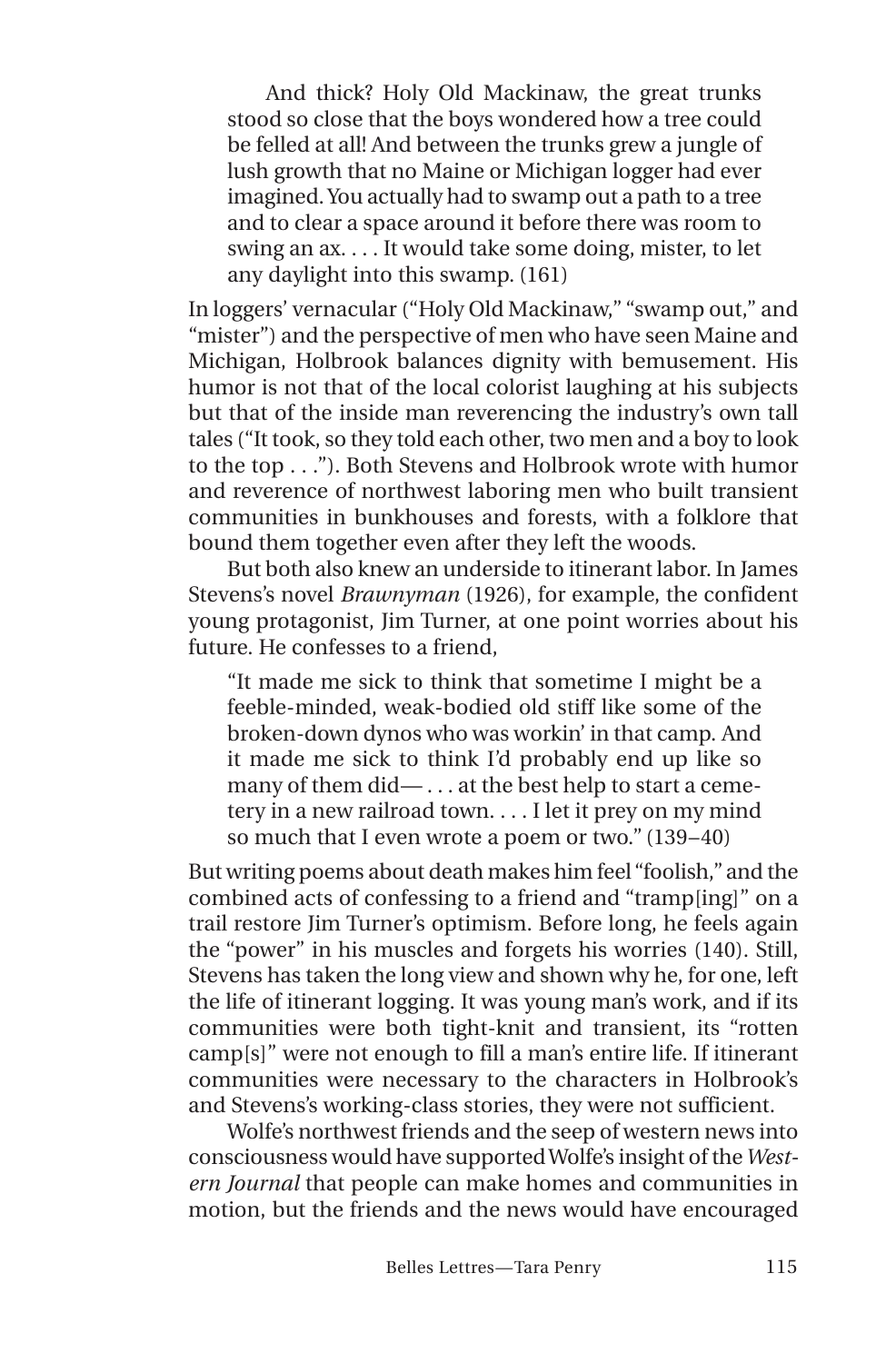> And thick? Holy Old Mackinaw, the great trunks stood so close that the boys wondered how a tree could be felled at all! And between the trunks grew a jungle of lush growth that no Maine or Michigan logger had ever imagined. You actually had to swamp out a path to a tree and to clear a space around it before there was room to swing an ax. . . . It would take some doing, mister, to let any daylight into this swamp. (161)

In loggers' vernacular ("Holy Old Mackinaw," "swamp out," and "mister") and the perspective of men who have seen Maine and Michigan, Holbrook balances dignity with bemusement. His humor is not that of the local colorist laughing at his subjects but that of the inside man reverencing the industry's own tall tales ("It took, so they told each other, two men and a boy to look to the top . . ."). Both Stevens and Holbrook wrote with humor and reverence of northwest laboring men who built transient communities in bunkhouses and forests, with a folklore that bound them together even after they left the woods.

But both also knew an underside to itinerant labor. In James Stevens's novel *Brawnyman* (1926), for example, the confident young protagonist, Jim Turner, at one point worries about his future. He confesses to a friend,

> "It made me sick to think that sometime I might be a feeble-minded, weak-bodied old stiff like some of the broken-down dynos who was workin' in that camp. And it made me sick to think I'd probably end up like so many of them did— . . . at the best help to start a cemetery in a new railroad town. . . . I let it prey on my mind so much that I even wrote a poem or two." (139–40)

But writing poems about death makes him feel "foolish," and the combined acts of confessing to a friend and "tramp[ing]" on a trail restore Jim Turner's optimism. Before long, he feels again the "power" in his muscles and forgets his worries (140). Still, Stevens has taken the long view and shown why he, for one, left the life of itinerant logging. It was young man's work, and if its communities were both tight-knit and transient, its "rotten camp[s]" were not enough to fill a man's entire life. If itinerant communities were necessary to the characters in Holbrook's and Stevens's working-class stories, they were not sufficient.

Wolfe's northwest friends and the seep of western news into consciousness would have supported Wolfe's insight of the *Western Journal* that people can make homes and communities in motion, but the friends and the news would have encouraged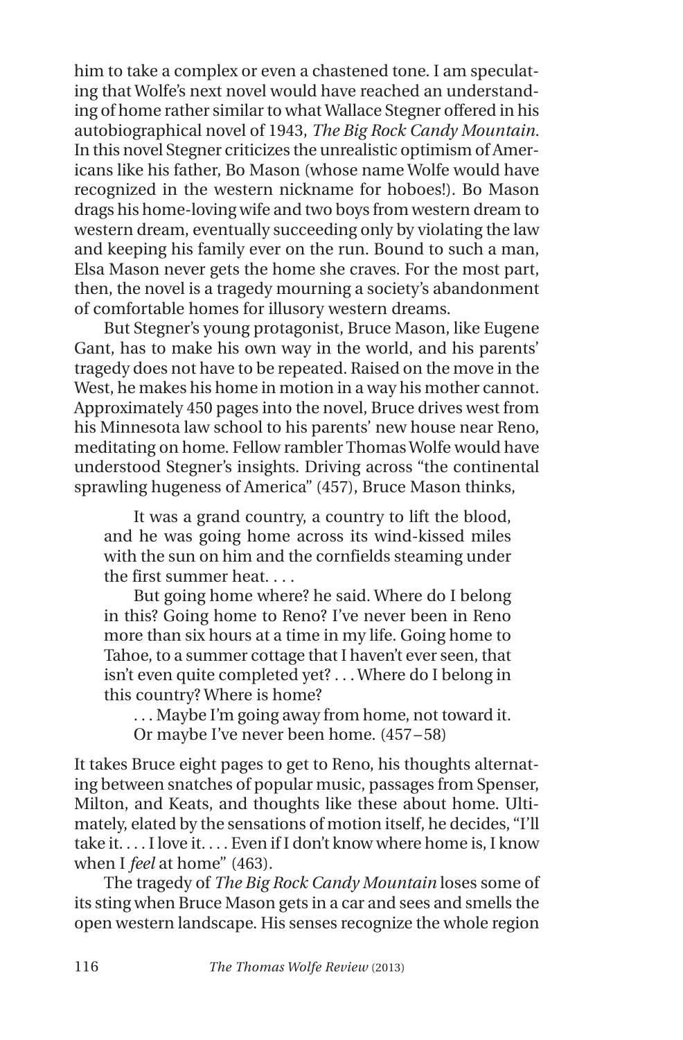him to take a complex or even a chastened tone. I am speculating that Wolfe's next novel would have reached an understanding of home rather similar to what Wallace Stegner offered in his autobiographical novel of 1943, *The Big Rock Candy Mountain*. In this novel Stegner criticizes the unrealistic optimism of Americans like his father, Bo Mason (whose name Wolfe would have recognized in the western nickname for hoboes!). Bo Mason drags his home-loving wife and two boys from western dream to western dream, eventually succeeding only by violating the law and keeping his family ever on the run. Bound to such a man, Elsa Mason never gets the home she craves. For the most part, then, the novel is a tragedy mourning a society's abandonment of comfortable homes for illusory western dreams.

But Stegner's young protagonist, Bruce Mason, like Eugene Gant, has to make his own way in the world, and his parents' tragedy does not have to be repeated. Raised on the move in the West, he makes his home in motion in a way his mother cannot. Approximately 450 pages into the novel, Bruce drives west from his Minnesota law school to his parents' new house near Reno, meditating on home. Fellow rambler Thomas Wolfe would have understood Stegner's insights. Driving across "the continental sprawling hugeness of America" (457), Bruce Mason thinks,

> It was a grand country, a country to lift the blood, and he was going home across its wind-kissed miles with the sun on him and the cornfields steaming under the first summer heat. . . .
>
> But going home where? he said. Where do I belong in this? Going home to Reno? I've never been in Reno more than six hours at a time in my life. Going home to Tahoe, to a summer cottage that I haven't ever seen, that isn't even quite completed yet? . . . Where do I belong in this country? Where is home?
>
> . . . Maybe I'm going away from home, not toward it. Or maybe I've never been home. (457–58)

It takes Bruce eight pages to get to Reno, his thoughts alternating between snatches of popular music, passages from Spenser, Milton, and Keats, and thoughts like these about home. Ultimately, elated by the sensations of motion itself, he decides, "I'll take it. . . . I love it. . . . Even if I don't know where home is, I know when I *feel* at home" (463).

The tragedy of *The Big Rock Candy Mountain* loses some of its sting when Bruce Mason gets in a car and sees and smells the open western landscape. His senses recognize the whole region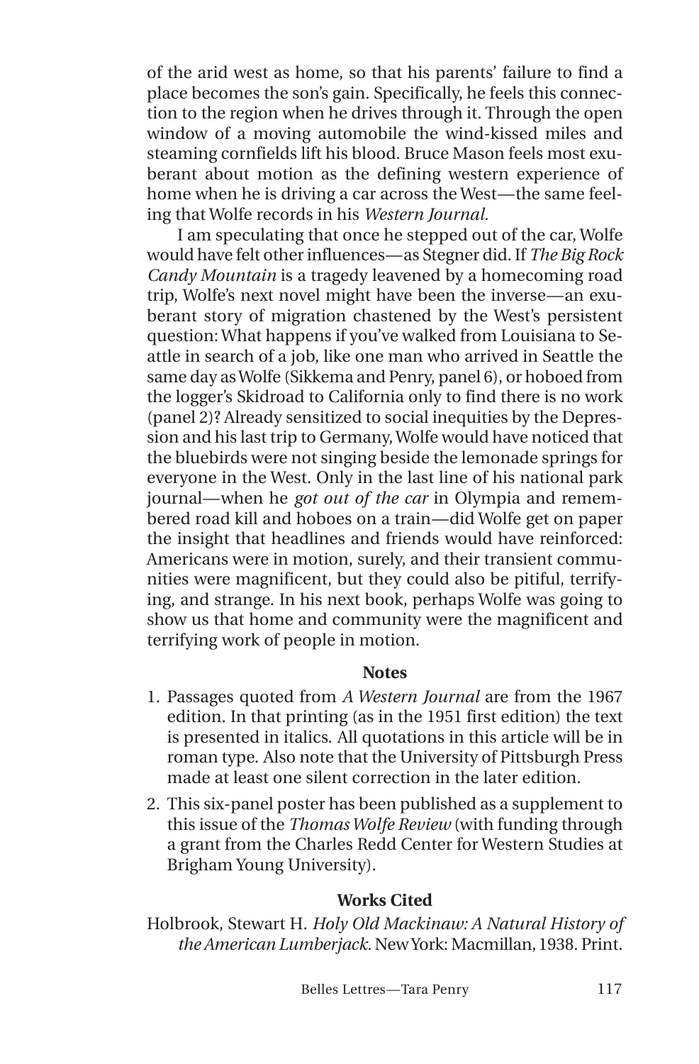of the arid west as home, so that his parents' failure to find a place becomes the son's gain. Specifically, he feels this connection to the region when he drives through it. Through the open window of a moving automobile the wind-kissed miles and steaming cornfields lift his blood. Bruce Mason feels most exuberant about motion as the defining western experience of home when he is driving a car across the West—the same feeling that Wolfe records in his *Western Journal*.

I am speculating that once he stepped out of the car, Wolfe would have felt other influences—as Stegner did. If *The Big Rock Candy Mountain* is a tragedy leavened by a homecoming road trip, Wolfe's next novel might have been the inverse—an exuberant story of migration chastened by the West's persistent question: What happens if you've walked from Louisiana to Seattle in search of a job, like one man who arrived in Seattle the same day as Wolfe (Sikkema and Penry, panel 6), or hoboed from the logger's Skidroad to California only to find there is no work (panel 2)? Already sensitized to social inequities by the Depression and his last trip to Germany, Wolfe would have noticed that the bluebirds were not singing beside the lemonade springs for everyone in the West. Only in the last line of his national park journal—when he *got out of the car* in Olympia and remembered road kill and hoboes on a train—did Wolfe get on paper the insight that headlines and friends would have reinforced: Americans were in motion, surely, and their transient communities were magnificent, but they could also be pitiful, terrifying, and strange. In his next book, perhaps Wolfe was going to show us that home and community were the magnificent and terrifying work of people in motion.

## Notes

1. Passages quoted from *A Western Journal* are from the 1967 edition. In that printing (as in the 1951 first edition) the text is presented in italics. All quotations in this article will be in roman type. Also note that the University of Pittsburgh Press made at least one silent correction in the later edition.
2. This six-panel poster has been published as a supplement to this issue of the *Thomas Wolfe Review* (with funding through a grant from the Charles Redd Center for Western Studies at Brigham Young University).

## Works Cited

Holbrook, Stewart H. *Holy Old Mackinaw: A Natural History of the American Lumberjack.* New York: Macmillan, 1938. Print.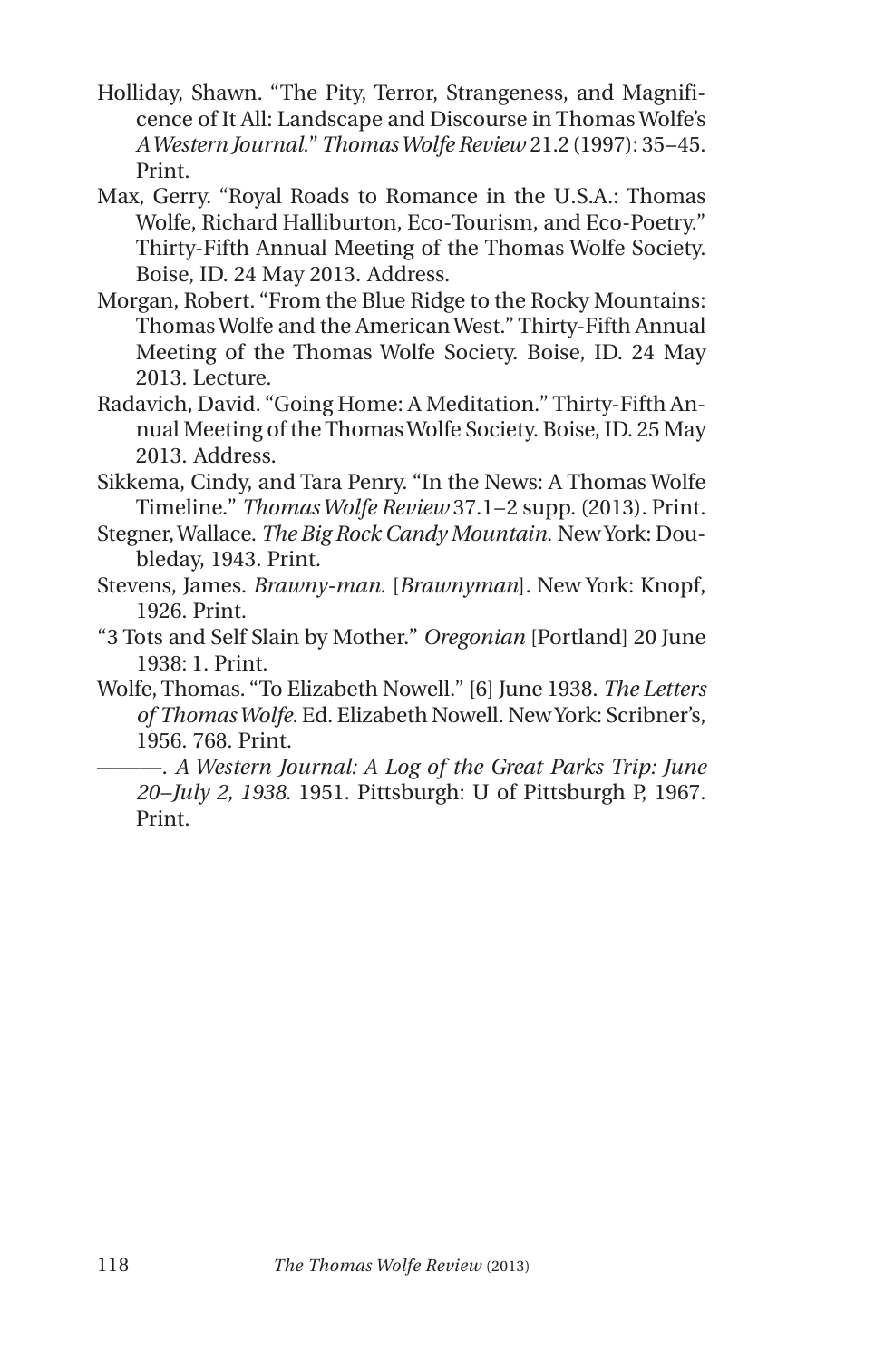Holliday, Shawn. "The Pity, Terror, Strangeness, and Magnificence of It All: Landscape and Discourse in Thomas Wolfe's *A Western Journal*." *Thomas Wolfe Review* 21.2 (1997): 35–45. Print.

Max, Gerry. "Royal Roads to Romance in the U.S.A.: Thomas Wolfe, Richard Halliburton, Eco-Tourism, and Eco-Poetry." Thirty-Fifth Annual Meeting of the Thomas Wolfe Society. Boise, ID. 24 May 2013. Address.

Morgan, Robert. "From the Blue Ridge to the Rocky Mountains: Thomas Wolfe and the American West." Thirty-Fifth Annual Meeting of the Thomas Wolfe Society. Boise, ID. 24 May 2013. Lecture.

Radavich, David. "Going Home: A Meditation." Thirty-Fifth Annual Meeting of the Thomas Wolfe Society. Boise, ID. 25 May 2013. Address.

Sikkema, Cindy, and Tara Penry. "In the News: A Thomas Wolfe Timeline." *Thomas Wolfe Review* 37.1–2 supp. (2013). Print.

Stegner, Wallace. *The Big Rock Candy Mountain.* New York: Doubleday, 1943. Print.

Stevens, James. *Brawny-man.* [*Brawnyman*]. New York: Knopf, 1926. Print.

"3 Tots and Self Slain by Mother." *Oregonian* [Portland] 20 June 1938: 1. Print.

Wolfe, Thomas. "To Elizabeth Nowell." [6] June 1938. *The Letters of Thomas Wolfe.* Ed. Elizabeth Nowell. New York: Scribner's, 1956. 768. Print.

———. *A Western Journal: A Log of the Great Parks Trip: June 20–July 2, 1938.* 1951. Pittsburgh: U of Pittsburgh P, 1967. Print.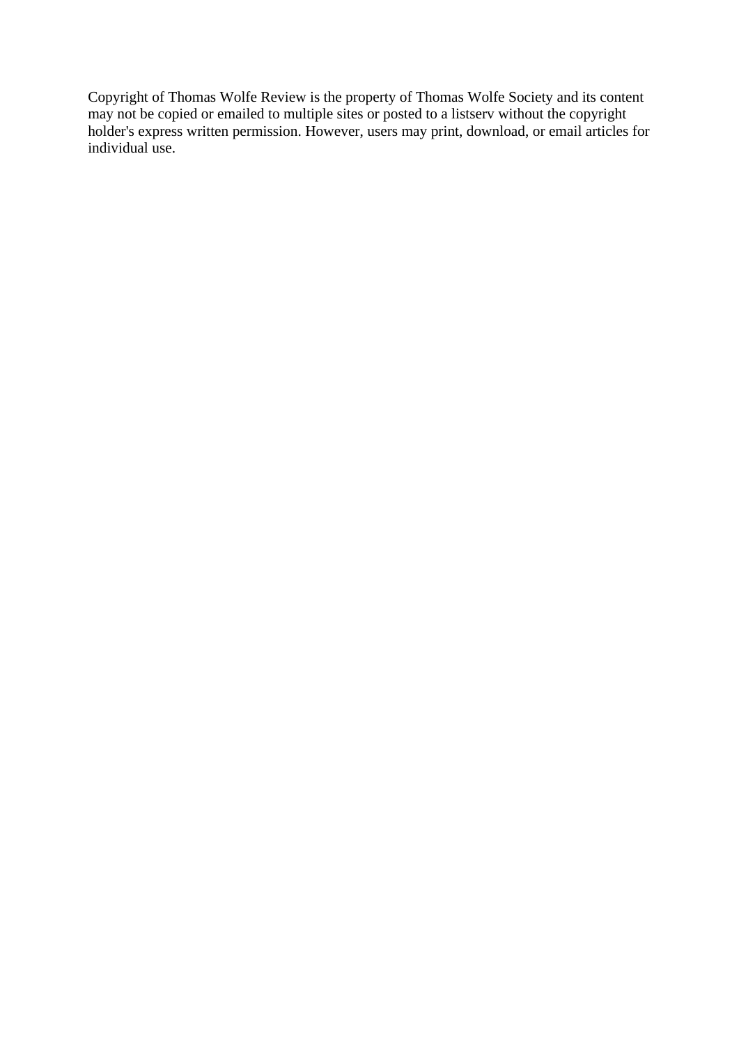Copyright of Thomas Wolfe Review is the property of Thomas Wolfe Society and its content may not be copied or emailed to multiple sites or posted to a listserv without the copyright holder's express written permission. However, users may print, download, or email articles for individual use.